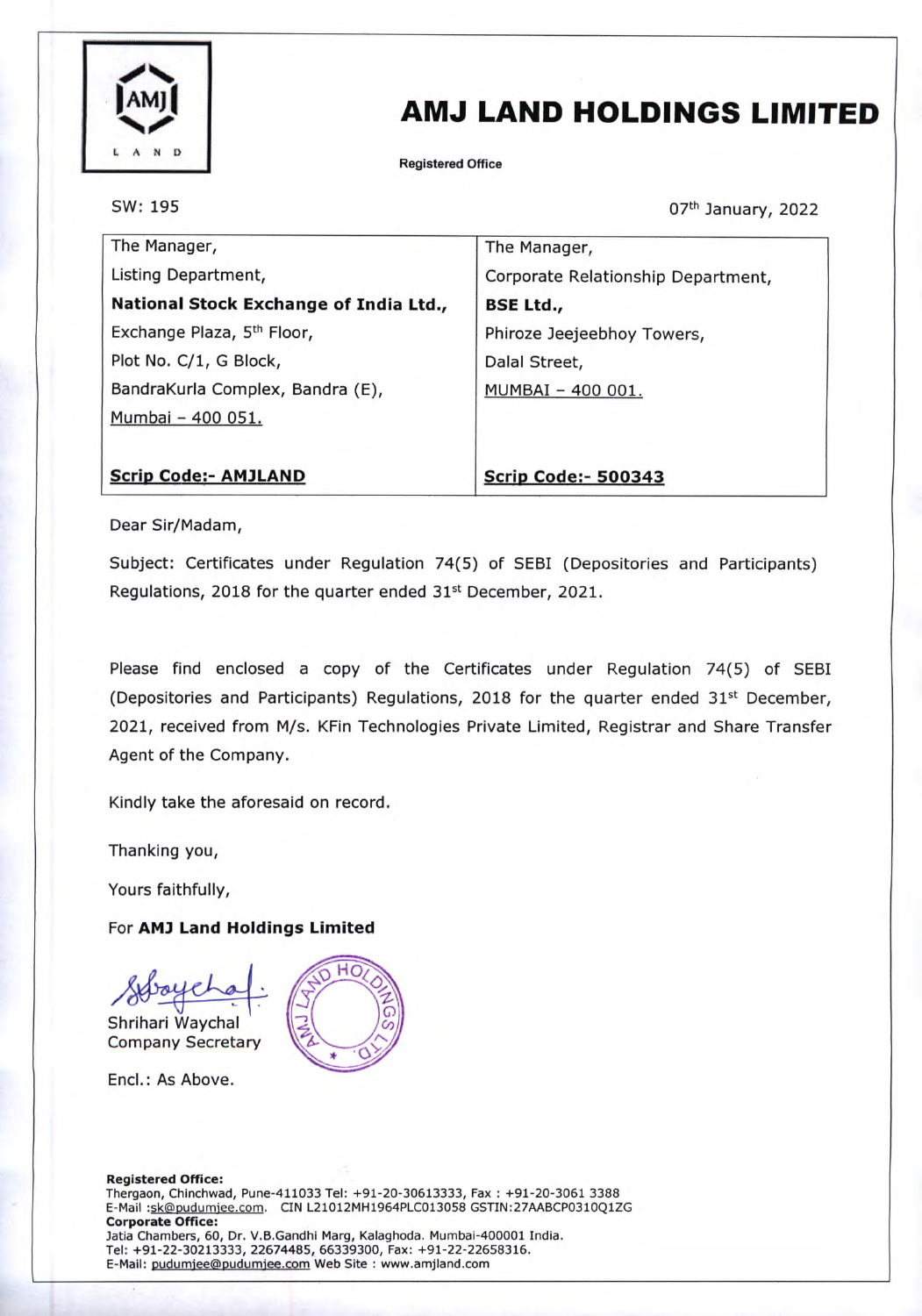# AMJ LAND HOLDINGS LIMITED

Registered Office

SW: 195

07th January, 2022

| The Manager, | The Manager, |
|---|---|
| Listing Department, | Corporate Relationship Department, |
| **National Stock Exchange of India Ltd.,** | **BSE Ltd.,** |
| Exchange Plaza, 5th Floor, | Phiroze Jeejeebhoy Towers, |
| Plot No. C/1, G Block, | Dalal Street, |
| BandraKurla Complex, Bandra (E), | MUMBAI – 400 001. |
| Mumbai – 400 051. | |
| **Scrip Code:- AMJLAND** | **Scrip Code:- 500343** |

Dear Sir/Madam,

Subject: Certificates under Regulation 74(5) of SEBI (Depositories and Participants) Regulations, 2018 for the quarter ended 31st December, 2021.

Please find enclosed a copy of the Certificates under Regulation 74(5) of SEBI (Depositories and Participants) Regulations, 2018 for the quarter ended 31st December, 2021, received from M/s. KFin Technologies Private Limited, Registrar and Share Transfer Agent of the Company.

Kindly take the aforesaid on record.

Thanking you,

Yours faithfully,

For **AMJ Land Holdings Limited**

Shrihari Waychal
Company Secretary

Encl.: As Above.

**Registered Office:**
Thergaon, Chinchwad, Pune-411033 Tel: +91-20-30613333, Fax : +91-20-3061 3388
E-Mail :sk@pudumjee.com. CIN L21012MH1964PLC013058 GSTIN:27AABCP0310Q1ZG
**Corporate Office:**
Jatia Chambers, 60, Dr. V.B.Gandhi Marg, Kalaghoda. Mumbai-400001 India.
Tel: +91-22-30213333, 22674485, 66339300, Fax: +91-22-22658316.
E-Mail: pudumjee@pudumjee.com Web Site : www.amjland.com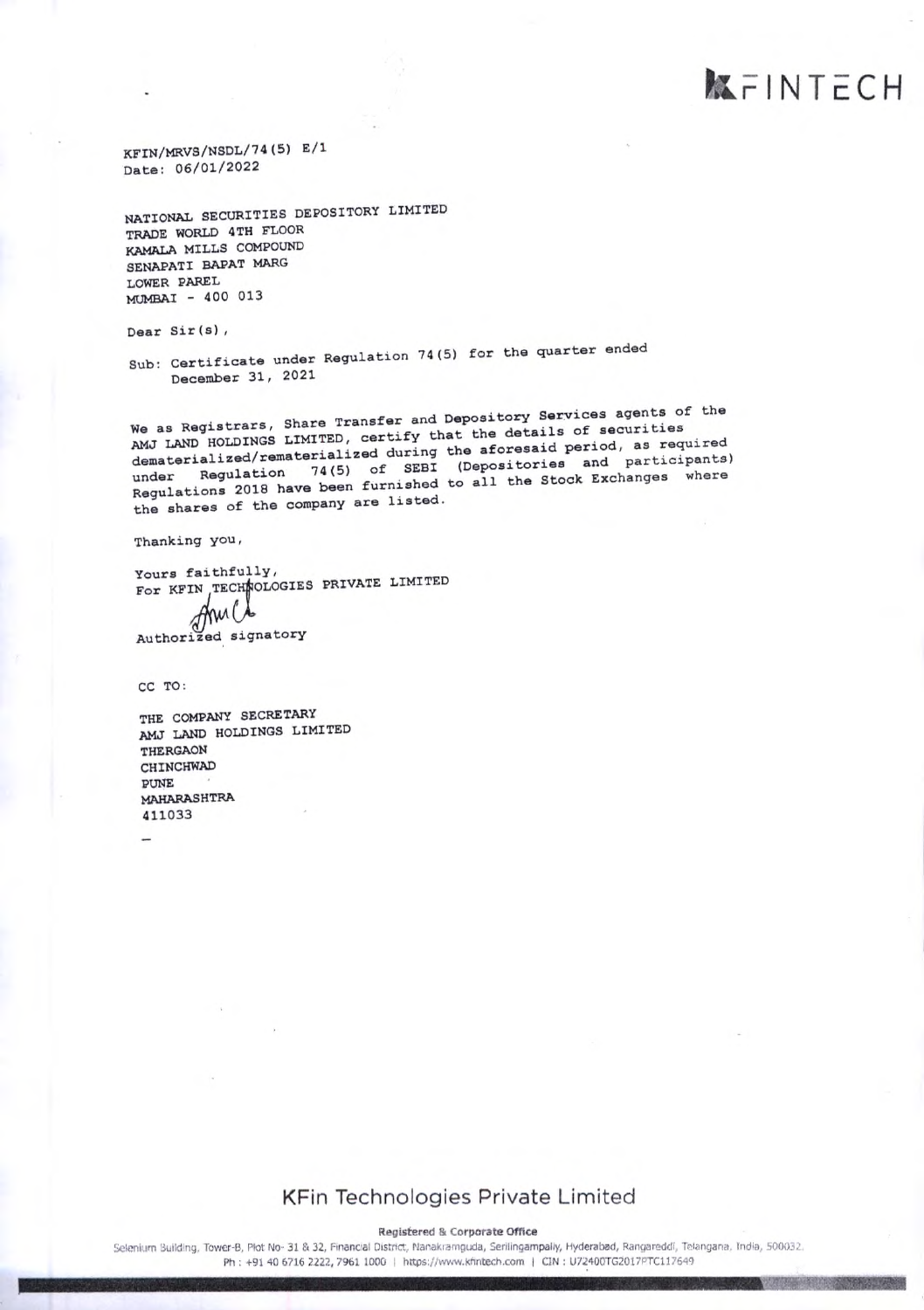KFINTECH

KFIN/MRVS/NSDL/74(5) E/1
Date: 06/01/2022

NATIONAL SECURITIES DEPOSITORY LIMITED
TRADE WORLD 4TH FLOOR
KAMALA MILLS COMPOUND
SENAPATI BAPAT MARG
LOWER PAREL
MUMBAI - 400 013

Dear Sir(s),

Sub: Certificate under Regulation 74(5) for the quarter ended December 31, 2021

We as Registrars, Share Transfer and Depository Services agents of the AMJ LAND HOLDINGS LIMITED, certify that the details of securities dematerialized/rematerialized during the aforesaid period, as required under Regulation 74(5) of SEBI (Depositories and participants) Regulations 2018 have been furnished to all the Stock Exchanges where the shares of the company are listed.

Thanking you,

Yours faithfully,
For KFIN TECHNOLOGIES PRIVATE LIMITED

Authorized signatory

CC TO:

THE COMPANY SECRETARY
AMJ LAND HOLDINGS LIMITED
THERGAON
CHINCHWAD
PUNE
MAHARASHTRA
411033

**KFin Technologies Private Limited**

**Registered & Corporate Office**
Selenium Building, Tower-B, Plot No- 31 & 32, Financial District, Nanakramguda, Serilingampally, Hyderabad, Rangareddi, Telangana, India, 500032.
Ph : +91 40 6716 2222, 7961 1000 | https://www.kfintech.com | CIN : U72400TG2017PTC117649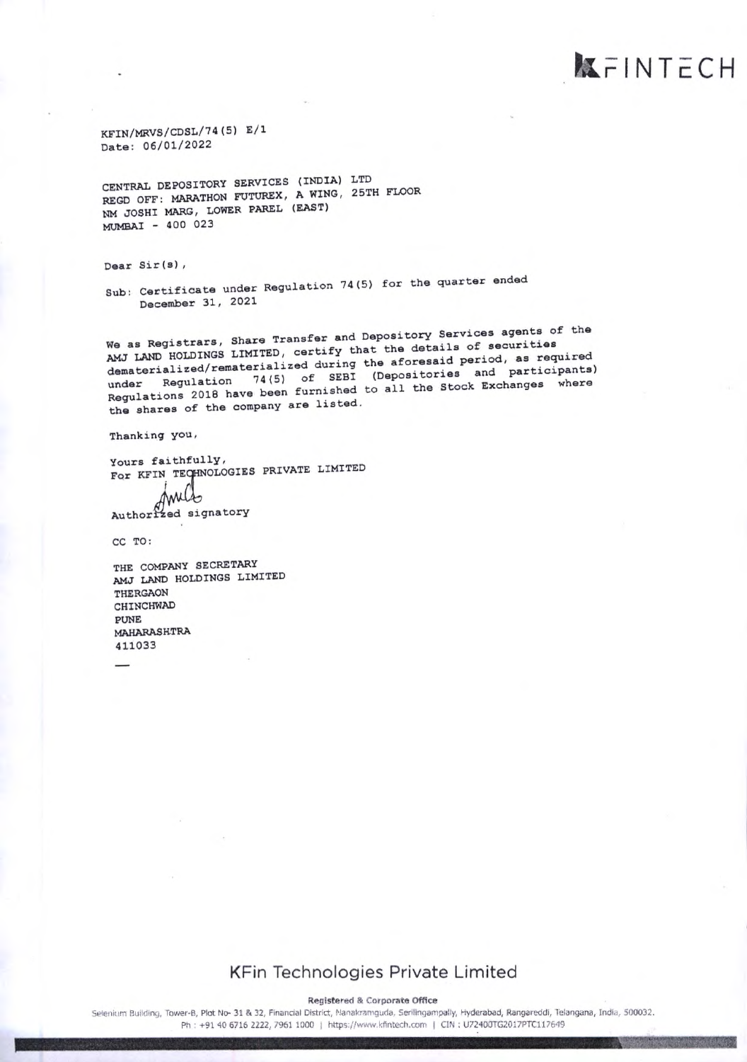KFINTECH

KFIN/MRVS/CDSL/74(5) E/1
Date: 06/01/2022

CENTRAL DEPOSITORY SERVICES (INDIA) LTD
REGD OFF: MARATHON FUTUREX, A WING, 25TH FLOOR
NM JOSHI MARG, LOWER PAREL (EAST)
MUMBAI - 400 023

Dear Sir(s),

Sub: Certificate under Regulation 74(5) for the quarter ended December 31, 2021

We as Registrars, Share Transfer and Depository Services agents of the AMJ LAND HOLDINGS LIMITED, certify that the details of securities dematerialized/rematerialized during the aforesaid period, as required under Regulation 74(5) of SEBI (Depositories and participants) Regulations 2018 have been furnished to all the Stock Exchanges where the shares of the company are listed.

Thanking you,

Yours faithfully,
For KFIN TECHNOLOGIES PRIVATE LIMITED

Authorized signatory

CC TO:

THE COMPANY SECRETARY
AMJ LAND HOLDINGS LIMITED
THERGAON
CHINCHWAD
PUNE
MAHARASHTRA
411033

KFin Technologies Private Limited

Registered & Corporate Office
Selenium Building, Tower-B, Plot No- 31 & 32, Financial District, Nanakramguda, Serilingampally, Hyderabad, Rangareddi, Telangana, India, 500032.
Ph : +91 40 6716 2222, 7961 1000 | https://www.kfintech.com | CIN : U72400TG2017PTC117649